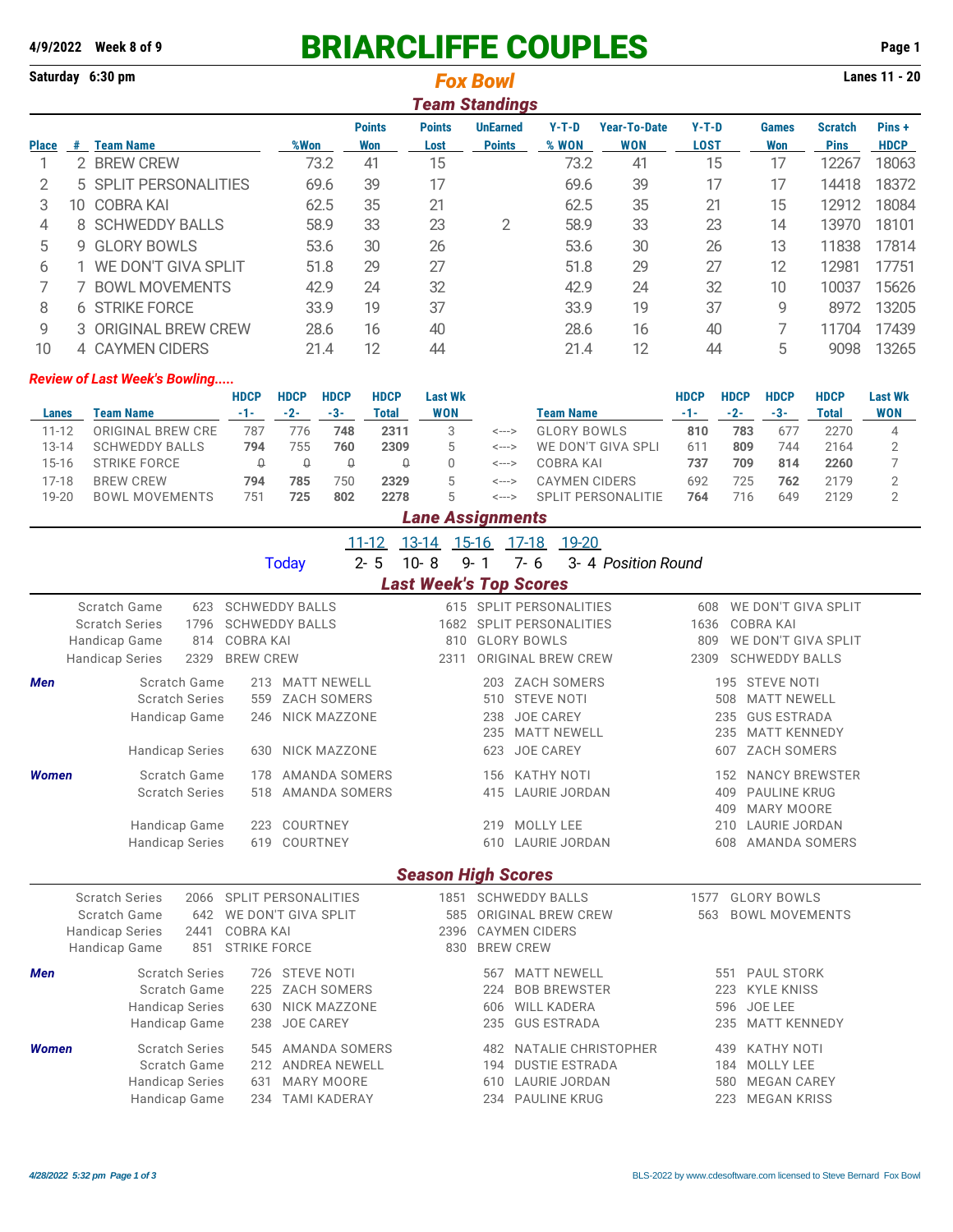**4/9/2022 Week 8 of 9**

# BRIARCLIFFE COUPLES

**Saturday 6:30 pm** — *Fox Bowl* — **Lanes 11 - 20**

## Team Standings

| Place | # | Team Name | %Won | Points Won | Points Lost | UnEarned Points | Y-T-D % WON | Year-To-Date WON | Y-T-D LOST | Games Won | Scratch Pins | Pins + HDCP |
|---|---|---|---|---|---|---|---|---|---|---|---|---|
| 1 | 2 | BREW CREW | 73.2 | 41 | 15 | | 73.2 | 41 | 15 | 17 | 12267 | 18063 |
| 2 | 5 | SPLIT PERSONALITIES | 69.6 | 39 | 17 | | 69.6 | 39 | 17 | 17 | 14418 | 18372 |
| 3 | 10 | COBRA KAI | 62.5 | 35 | 21 | | 62.5 | 35 | 21 | 15 | 12912 | 18084 |
| 4 | 8 | SCHWEDDY BALLS | 58.9 | 33 | 23 | 2 | 58.9 | 33 | 23 | 14 | 13970 | 18101 |
| 5 | 9 | GLORY BOWLS | 53.6 | 30 | 26 | | 53.6 | 30 | 26 | 13 | 11838 | 17814 |
| 6 | 1 | WE DON'T GIVA SPLIT | 51.8 | 29 | 27 | | 51.8 | 29 | 27 | 12 | 12981 | 17751 |
| 7 | 7 | BOWL MOVEMENTS | 42.9 | 24 | 32 | | 42.9 | 24 | 32 | 10 | 10037 | 15626 |
| 8 | 6 | STRIKE FORCE | 33.9 | 19 | 37 | | 33.9 | 19 | 37 | 9 | 8972 | 13205 |
| 9 | 3 | ORIGINAL BREW CREW | 28.6 | 16 | 40 | | 28.6 | 16 | 40 | 7 | 11704 | 17439 |
| 10 | 4 | CAYMEN CIDERS | 21.4 | 12 | 44 | | 21.4 | 12 | 44 | 5 | 9098 | 13265 |

*Review of Last Week's Bowling.....*

| Lanes | Team Name | HDCP -1- | HDCP -2- | HDCP -3- | HDCP Total | Last Wk WON | | Team Name | HDCP -1- | HDCP -2- | HDCP -3- | HDCP Total | Last Wk WON |
|---|---|---|---|---|---|---|---|---|---|---|---|---|---|
| 11-12 | ORIGINAL BREW CRE | 787 | 776 | **748** | **2311** | 3 | <---> | GLORY BOWLS | **810** | **783** | 677 | 2270 | 4 |
| 13-14 | SCHWEDDY BALLS | **794** | 755 | **760** | **2309** | 5 | <---> | WE DON'T GIVA SPLI | 611 | **809** | 744 | 2164 | 2 |
| 15-16 | STRIKE FORCE | 0 | 0 | 0 | 0 | 0 | <---> | COBRA KAI | **737** | **709** | **814** | **2260** | 7 |
| 17-18 | BREW CREW | **794** | **785** | 750 | **2329** | 5 | <---> | CAYMEN CIDERS | 692 | 725 | **762** | 2179 | 2 |
| 19-20 | BOWL MOVEMENTS | 751 | **725** | **802** | **2278** | 5 | <---> | SPLIT PERSONALITIE | **764** | 716 | 649 | 2129 | 2 |

## Lane Assignments

| | 11-12 | 13-14 | 15-16 | 17-18 | 19-20 | |
|---|---|---|---|---|---|---|
| Today | 2- 5 | 10- 8 | 9- 1 | 7- 6 | 3- 4 | *Position Round* |

## Last Week's Top Scores

| | | | | | | |
|---|---|---|---|---|---|---|
| Scratch Game | 623 | SCHWEDDY BALLS | 615 | SPLIT PERSONALITIES | 608 | WE DON'T GIVA SPLIT |
| Scratch Series | 1796 | SCHWEDDY BALLS | 1682 | SPLIT PERSONALITIES | 1636 | COBRA KAI |
| Handicap Game | 814 | COBRA KAI | 810 | GLORY BOWLS | 809 | WE DON'T GIVA SPLIT |
| Handicap Series | 2329 | BREW CREW | 2311 | ORIGINAL BREW CREW | 2309 | SCHWEDDY BALLS |

***Men***

| | | | | | | |
|---|---|---|---|---|---|---|
| Scratch Game | 213 | MATT NEWELL | 203 | ZACH SOMERS | 195 | STEVE NOTI |
| Scratch Series | 559 | ZACH SOMERS | 510 | STEVE NOTI | 508 | MATT NEWELL |
| Handicap Game | 246 | NICK MAZZONE | 238 | JOE CAREY | 235 | GUS ESTRADA |
| | | | 235 | MATT NEWELL | 235 | MATT KENNEDY |
| Handicap Series | 630 | NICK MAZZONE | 623 | JOE CAREY | 607 | ZACH SOMERS |

***Women***

| | | | | | | |
|---|---|---|---|---|---|---|
| Scratch Game | 178 | AMANDA SOMERS | 156 | KATHY NOTI | 152 | NANCY BREWSTER |
| Scratch Series | 518 | AMANDA SOMERS | 415 | LAURIE JORDAN | 409 | PAULINE KRUG |
| | | | | | 409 | MARY MOORE |
| Handicap Game | 223 | COURTNEY | 219 | MOLLY LEE | 210 | LAURIE JORDAN |
| Handicap Series | 619 | COURTNEY | 610 | LAURIE JORDAN | 608 | AMANDA SOMERS |

## Season High Scores

| | | | | | | |
|---|---|---|---|---|---|---|
| Scratch Series | 2066 | SPLIT PERSONALITIES | 1851 | SCHWEDDY BALLS | 1577 | GLORY BOWLS |
| Scratch Game | 642 | WE DON'T GIVA SPLIT | 585 | ORIGINAL BREW CREW | 563 | BOWL MOVEMENTS |
| Handicap Series | 2441 | COBRA KAI | 2396 | CAYMEN CIDERS | | |
| Handicap Game | 851 | STRIKE FORCE | 830 | BREW CREW | | |

***Men***

| | | | | | | |
|---|---|---|---|---|---|---|
| Scratch Series | 726 | STEVE NOTI | 567 | MATT NEWELL | 551 | PAUL STORK |
| Scratch Game | 225 | ZACH SOMERS | 224 | BOB BREWSTER | 223 | KYLE KNISS |
| Handicap Series | 630 | NICK MAZZONE | 606 | WILL KADERA | 596 | JOE LEE |
| Handicap Game | 238 | JOE CAREY | 235 | GUS ESTRADA | 235 | MATT KENNEDY |

***Women***

| | | | | | | |
|---|---|---|---|---|---|---|
| Scratch Series | 545 | AMANDA SOMERS | 482 | NATALIE CHRISTOPHER | 439 | KATHY NOTI |
| Scratch Game | 212 | ANDREA NEWELL | 194 | DUSTIE ESTRADA | 184 | MOLLY LEE |
| Handicap Series | 631 | MARY MOORE | 610 | LAURIE JORDAN | 580 | MEGAN CAREY |
| Handicap Game | 234 | TAMI KADERAY | 234 | PAULINE KRUG | 223 | MEGAN KRISS |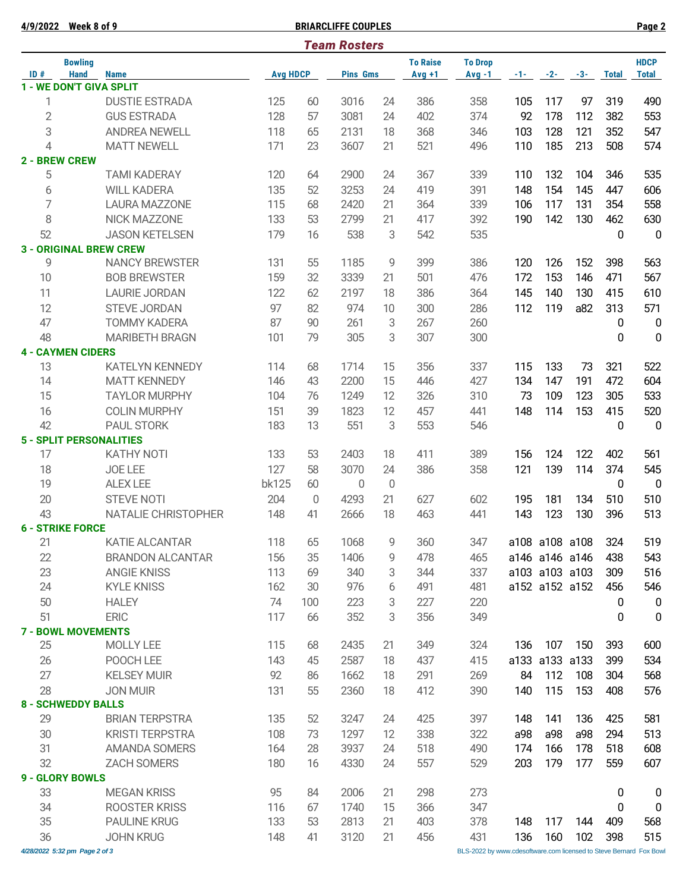## BRIARCLIFFE COUPLES

4/9/2022 Week 8 of 9

### Team Rosters

| ID # | Bowling Hand | Name | Avg | HDCP | Pins | Gms | To Raise Avg +1 | To Drop Avg -1 | -1- | -2- | -3- | Total | HDCP Total |
|---|---|---|---|---|---|---|---|---|---|---|---|---|---|
| **1 - WE DON'T GIVA SPLIT** | | | | | | | | | | | | | |
| 1 | | DUSTIE ESTRADA | 125 | 60 | 3016 | 24 | 386 | 358 | 105 | 117 | 97 | 319 | 490 |
| 2 | | GUS ESTRADA | 128 | 57 | 3081 | 24 | 402 | 374 | 92 | 178 | 112 | 382 | 553 |
| 3 | | ANDREA NEWELL | 118 | 65 | 2131 | 18 | 368 | 346 | 103 | 128 | 121 | 352 | 547 |
| 4 | | MATT NEWELL | 171 | 23 | 3607 | 21 | 521 | 496 | 110 | 185 | 213 | 508 | 574 |
| **2 - BREW CREW** | | | | | | | | | | | | | |
| 5 | | TAMI KADERAY | 120 | 64 | 2900 | 24 | 367 | 339 | 110 | 132 | 104 | 346 | 535 |
| 6 | | WILL KADERA | 135 | 52 | 3253 | 24 | 419 | 391 | 148 | 154 | 145 | 447 | 606 |
| 7 | | LAURA MAZZONE | 115 | 68 | 2420 | 21 | 364 | 339 | 106 | 117 | 131 | 354 | 558 |
| 8 | | NICK MAZZONE | 133 | 53 | 2799 | 21 | 417 | 392 | 190 | 142 | 130 | 462 | 630 |
| 52 | | JASON KETELSEN | 179 | 16 | 538 | 3 | 542 | 535 | | | | 0 | 0 |
| **3 - ORIGINAL BREW CREW** | | | | | | | | | | | | | |
| 9 | | NANCY BREWSTER | 131 | 55 | 1185 | 9 | 399 | 386 | 120 | 126 | 152 | 398 | 563 |
| 10 | | BOB BREWSTER | 159 | 32 | 3339 | 21 | 501 | 476 | 172 | 153 | 146 | 471 | 567 |
| 11 | | LAURIE JORDAN | 122 | 62 | 2197 | 18 | 386 | 364 | 145 | 140 | 130 | 415 | 610 |
| 12 | | STEVE JORDAN | 97 | 82 | 974 | 10 | 300 | 286 | 112 | 119 | a82 | 313 | 571 |
| 47 | | TOMMY KADERA | 87 | 90 | 261 | 3 | 267 | 260 | | | | 0 | 0 |
| 48 | | MARIBETH BRAGN | 101 | 79 | 305 | 3 | 307 | 300 | | | | 0 | 0 |
| **4 - CAYMEN CIDERS** | | | | | | | | | | | | | |
| 13 | | KATELYN KENNEDY | 114 | 68 | 1714 | 15 | 356 | 337 | 115 | 133 | 73 | 321 | 522 |
| 14 | | MATT KENNEDY | 146 | 43 | 2200 | 15 | 446 | 427 | 134 | 147 | 191 | 472 | 604 |
| 15 | | TAYLOR MURPHY | 104 | 76 | 1249 | 12 | 326 | 310 | 73 | 109 | 123 | 305 | 533 |
| 16 | | COLIN MURPHY | 151 | 39 | 1823 | 12 | 457 | 441 | 148 | 114 | 153 | 415 | 520 |
| 42 | | PAUL STORK | 183 | 13 | 551 | 3 | 553 | 546 | | | | 0 | 0 |
| **5 - SPLIT PERSONALITIES** | | | | | | | | | | | | | |
| 17 | | KATHY NOTI | 133 | 53 | 2403 | 18 | 411 | 389 | 156 | 124 | 122 | 402 | 561 |
| 18 | | JOE LEE | 127 | 58 | 3070 | 24 | 386 | 358 | 121 | 139 | 114 | 374 | 545 |
| 19 | | ALEX LEE | bk125 | 60 | 0 | 0 | | | | | | 0 | 0 |
| 20 | | STEVE NOTI | 204 | 0 | 4293 | 21 | 627 | 602 | 195 | 181 | 134 | 510 | 510 |
| 43 | | NATALIE CHRISTOPHER | 148 | 41 | 2666 | 18 | 463 | 441 | 143 | 123 | 130 | 396 | 513 |
| **6 - STRIKE FORCE** | | | | | | | | | | | | | |
| 21 | | KATIE ALCANTAR | 118 | 65 | 1068 | 9 | 360 | 347 | a108 | a108 | a108 | 324 | 519 |
| 22 | | BRANDON ALCANTAR | 156 | 35 | 1406 | 9 | 478 | 465 | a146 | a146 | a146 | 438 | 543 |
| 23 | | ANGIE KNISS | 113 | 69 | 340 | 3 | 344 | 337 | a103 | a103 | a103 | 309 | 516 |
| 24 | | KYLE KNISS | 162 | 30 | 976 | 6 | 491 | 481 | a152 | a152 | a152 | 456 | 546 |
| 50 | | HALEY | 74 | 100 | 223 | 3 | 227 | 220 | | | | 0 | 0 |
| 51 | | ERIC | 117 | 66 | 352 | 3 | 356 | 349 | | | | 0 | 0 |
| **7 - BOWL MOVEMENTS** | | | | | | | | | | | | | |
| 25 | | MOLLY LEE | 115 | 68 | 2435 | 21 | 349 | 324 | 136 | 107 | 150 | 393 | 600 |
| 26 | | POOCH LEE | 143 | 45 | 2587 | 18 | 437 | 415 | a133 | a133 | a133 | 399 | 534 |
| 27 | | KELSEY MUIR | 92 | 86 | 1662 | 18 | 291 | 269 | 84 | 112 | 108 | 304 | 568 |
| 28 | | JON MUIR | 131 | 55 | 2360 | 18 | 412 | 390 | 140 | 115 | 153 | 408 | 576 |
| **8 - SCHWEDDY BALLS** | | | | | | | | | | | | | |
| 29 | | BRIAN TERPSTRA | 135 | 52 | 3247 | 24 | 425 | 397 | 148 | 141 | 136 | 425 | 581 |
| 30 | | KRISTI TERPSTRA | 108 | 73 | 1297 | 12 | 338 | 322 | a98 | a98 | a98 | 294 | 513 |
| 31 | | AMANDA SOMERS | 164 | 28 | 3937 | 24 | 518 | 490 | 174 | 166 | 178 | 518 | 608 |
| 32 | | ZACH SOMERS | 180 | 16 | 4330 | 24 | 557 | 529 | 203 | 179 | 177 | 559 | 607 |
| **9 - GLORY BOWLS** | | | | | | | | | | | | | |
| 33 | | MEGAN KRISS | 95 | 84 | 2006 | 21 | 298 | 273 | | | | 0 | 0 |
| 34 | | ROOSTER KRISS | 116 | 67 | 1740 | 15 | 366 | 347 | | | | 0 | 0 |
| 35 | | PAULINE KRUG | 133 | 53 | 2813 | 21 | 403 | 378 | 148 | 117 | 144 | 409 | 568 |
| 36 | | JOHN KRUG | 148 | 41 | 3120 | 21 | 456 | 431 | 136 | 160 | 102 | 398 | 515 |

*4/28/2022 5:32 pm*

BLS-2022 by www.cdesoftware.com licensed to Steve Bernard Fox Bowl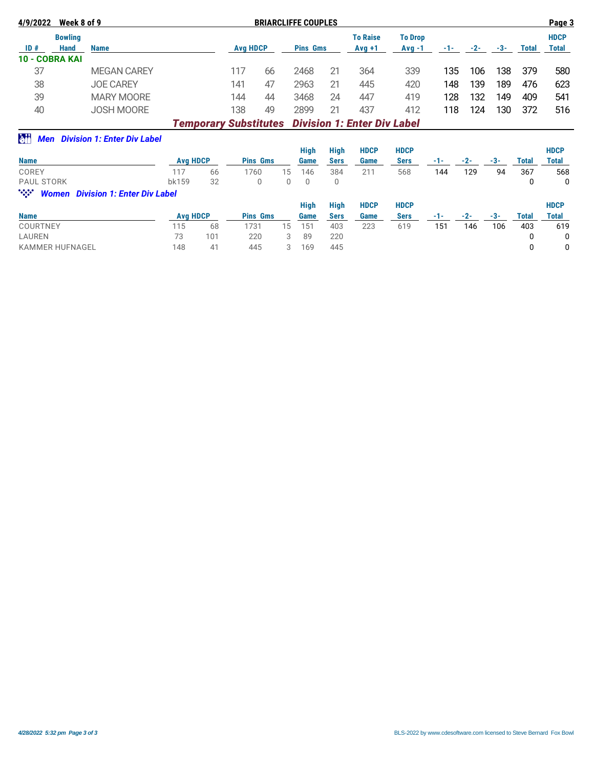| ID # | Bowling Hand | Name | Avg | HDCP | Pins | Gms | To Raise Avg +1 | To Drop Avg -1 | -1- | -2- | -3- | Total | HDCP Total |
|---|---|---|---|---|---|---|---|---|---|---|---|---|---|
| **10 - COBRA KAI** | | | | | | | | | | | | | |
| 37 | | MEGAN CAREY | 117 | 66 | 2468 | 21 | 364 | 339 | 135 | 106 | 138 | 379 | 580 |
| 38 | | JOE CAREY | 141 | 47 | 2963 | 21 | 445 | 420 | 148 | 139 | 189 | 476 | 623 |
| 39 | | MARY MOORE | 144 | 44 | 3468 | 24 | 447 | 419 | 128 | 132 | 149 | 409 | 541 |
| 40 | | JOSH MOORE | 138 | 49 | 2899 | 21 | 437 | 412 | 118 | 124 | 130 | 372 | 516 |

## *Temporary Substitutes Division 1: Enter Div Label*

### *Men Division 1: Enter Div Label*

| Name | Avg | HDCP | Pins | Gms | High Game | High Sers | HDCP Game | HDCP Sers | -1- | -2- | -3- | Total | HDCP Total |
|---|---|---|---|---|---|---|---|---|---|---|---|---|---|
| COREY | 117 | 66 | 1760 | 15 | 146 | 384 | 211 | 568 | 144 | 129 | 94 | 367 | 568 |
| PAUL STORK | bk159 | 32 | 0 | 0 | 0 | 0 | | | | | | 0 | 0 |

### *Women Division 1: Enter Div Label*

| Name | Avg | HDCP | Pins | Gms | High Game | High Sers | HDCP Game | HDCP Sers | -1- | -2- | -3- | Total | HDCP Total |
|---|---|---|---|---|---|---|---|---|---|---|---|---|---|
| COURTNEY | 115 | 68 | 1731 | 15 | 151 | 403 | 223 | 619 | 151 | 146 | 106 | 403 | 619 |
| LAUREN | 73 | 101 | 220 | 3 | 89 | 220 | | | | | | 0 | 0 |
| KAMMER HUFNAGEL | 148 | 41 | 445 | 3 | 169 | 445 | | | | | | 0 | 0 |